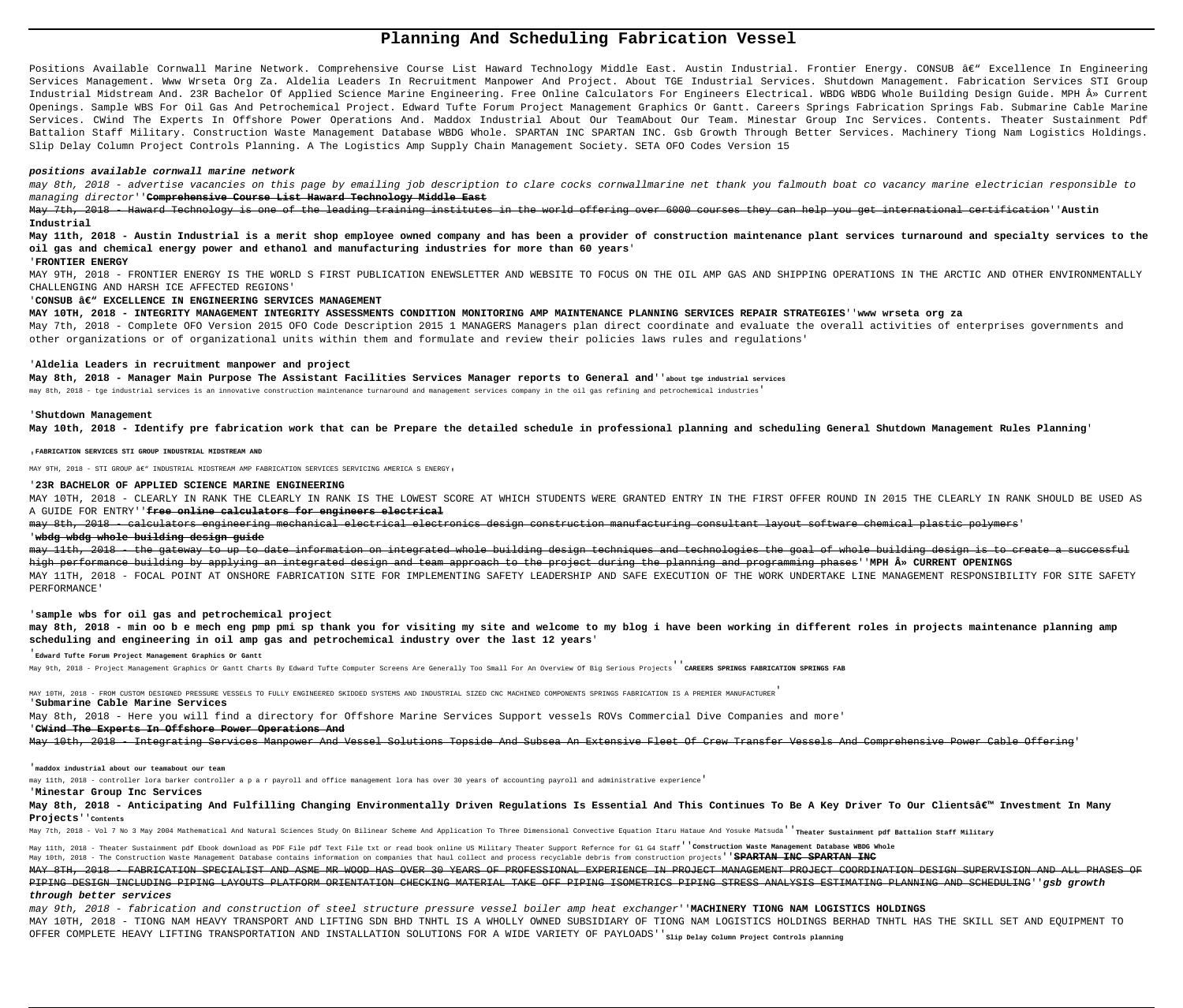# Planning And Scheduling Fabrication Vessel

Positions Available Cornwall Marine Network. Comprehensive Course List Haward Technology Middle East. Austin Industrial. Frontier Energy. CONSUB â€" Excellence In Engineering Services Management. Www Wrseta Org Za. Aldelia Leaders In Recruitment Manpower And Project. About TGE Industrial Services. Shutdown Management. Fabrication Services STI Group Industrial Midstream And. 23R Bachelor Of Applied Science Marine Engineering. Free Online Calculators For Engineers Electrical. WBDG WBDG Whole Building Design Guide. MPH Â» Current Openings. Sample WBS For Oil Gas And Petrochemical Project. Edward Tufte Forum Project Management Graphics Or Gantt. Careers Springs Fabrication Springs Fab. Submarine Cable Marine Services. CWind The Experts In Offshore Power Operations And. Maddox Industrial About Our TeamAbout Our Team. Minestar Group Inc Services. Contents. Theater Sustainment Pdf Battalion Staff Military. Construction Waste Management Database WBDG Whole. SPARTAN INC SPARTAN INC. Gsb Growth Through Better Services. Machinery Tiong Nam Logistics Holdings. Slip Delay Column Project Controls Planning. A The Logistics Amp Supply Chain Management Society. SETA OFO Codes Version 15

**positions available cornwall marine network**

may 8th, 2018 - advertise vacancies on this page by emailing job description to clare cocks cornwallmarine net thank you falmouth boat co vacancy marine electrician responsible to managing director''**Comprehensive Course List Haward Technology Middle East**

May 7th, 2018 - Haward Technology is one of the leading training institutes in the world offering over 6000 courses they can help you get international certification''**Austin Industrial**

**May 11th, 2018 - Austin Industrial is a merit shop employee owned company and has been a provider of construction maintenance plant services turnaround and specialty services to the oil gas and chemical energy power and ethanol and manufacturing industries for more than 60 years**'

'**FRONTIER ENERGY**

MAY 9TH, 2018 - FRONTIER ENERGY IS THE WORLD S FIRST PUBLICATION ENEWSLETTER AND WEBSITE TO FOCUS ON THE OIL AMP GAS AND SHIPPING OPERATIONS IN THE ARCTIC AND OTHER ENVIRONMENTALLY CHALLENGING AND HARSH ICE AFFECTED REGIONS'

'**CONSUB â€" EXCELLENCE IN ENGINEERING SERVICES MANAGEMENT**

**MAY 10TH, 2018 - INTEGRITY MANAGEMENT INTEGRITY ASSESSMENTS CONDITION MONITORING AMP MAINTENANCE PLANNING SERVICES REPAIR STRATEGIES**''**www wrseta org za**

May 7th, 2018 - Complete OFO Version 2015 OFO Code Description 2015 1 MANAGERS Managers plan direct coordinate and evaluate the overall activities of enterprises governments and other organizations or of organizational units within them and formulate and review their policies laws rules and regulations'

'**Aldelia Leaders in recruitment manpower and project**

**May 8th, 2018 - Manager Main Purpose The Assistant Facilities Services Manager reports to General and**''**about tge industrial services**

may 8th, 2018 - tge industrial services is an innovative construction maintenance turnaround and management services company in the oil gas refining and petrochemical industries'

'**Shutdown Management**

**May 10th, 2018 - Identify pre fabrication work that can be Prepare the detailed schedule in professional planning and scheduling General Shutdown Management Rules Planning**'

'**FABRICATION SERVICES STI GROUP INDUSTRIAL MIDSTREAM AND**

MAY 9TH, 2018 - STI GROUP â€" INDUSTRIAL MIDSTREAM AMP FABRICATION SERVICES SERVICING AMERICA S ENERGY'

'**23R BACHELOR OF APPLIED SCIENCE MARINE ENGINEERING**

MAY 10TH, 2018 - CLEARLY IN RANK THE CLEARLY IN RANK IS THE LOWEST SCORE AT WHICH STUDENTS WERE GRANTED ENTRY IN THE FIRST OFFER ROUND IN 2015 THE CLEARLY IN RANK SHOULD BE USED AS A GUIDE FOR ENTRY''**free online calculators for engineers electrical**

may 8th, 2018 - calculators engineering mechanical electrical electronics design construction manufacturing consultant layout software chemical plastic polymers'

'**wbdg wbdg whole building design guide**

may 11th, 2018 - the gateway to up to date information on integrated whole building design techniques and technologies the goal of whole building design is to create a successful high performance building by applying an integrated design and team approach to the project during the planning and programming phases''**MPH Â» CURRENT OPENINGS**

MAY 11TH, 2018 - FOCAL POINT AT ONSHORE FABRICATION SITE FOR IMPLEMENTING SAFETY LEADERSHIP AND SAFE EXECUTION OF THE WORK UNDERTAKE LINE MANAGEMENT RESPONSIBILITY FOR SITE SAFETY PERFORMANCE'

'**sample wbs for oil gas and petrochemical project**

**may 8th, 2018 - min oo b e mech eng pmp pmi sp thank you for visiting my site and welcome to my blog i have been working in different roles in projects maintenance planning amp scheduling and engineering in oil amp gas and petrochemical industry over the last 12 years**'

'**Edward Tufte Forum Project Management Graphics Or Gantt**

May 9th, 2018 - Project Management Graphics Or Gantt Charts By Edward Tufte Computer Screens Are Generally Too Small For An Overview Of Big Serious Projects''**CAREERS SPRINGS FABRICATION SPRINGS FAB**

MAY 10TH, 2018 - FROM CUSTOM DESIGNED PRESSURE VESSELS TO FULLY ENGINEERED SKIDDED SYSTEMS AND INDUSTRIAL SIZED CNC MACHINED COMPONENTS SPRINGS FABRICATION IS A PREMIER MANUFACTURER'

'**Submarine Cable Marine Services**

May 8th, 2018 - Here you will find a directory for Offshore Marine Services Support vessels ROVs Commercial Dive Companies and more'

'**CWind The Experts In Offshore Power Operations And**

May 10th, 2018 - Integrating Services Manpower And Vessel Solutions Topside And Subsea An Extensive Fleet Of Crew Transfer Vessels And Comprehensive Power Cable Offering'

'**maddox industrial about our teamabout our team**

may 11th, 2018 - controller lora barker controller a p a r payroll and office management lora has over 30 years of accounting payroll and administrative experience'

'**Minestar Group Inc Services**

**May 8th, 2018 - Anticipating And Fulfilling Changing Environmentally Driven Regulations Is Essential And This Continues To Be A Key Driver To Our Clientsâ€™ Investment In Many Projects**''**Contents**

May 7th, 2018 - Vol 7 No 3 May 2004 Mathematical And Natural Sciences Study On Bilinear Scheme And Application To Three Dimensional Convective Equation Itaru Hataue And Yosuke Matsuda''**Theater Sustainment pdf Battalion Staff Military**

May 11th, 2018 - Theater Sustainment pdf Ebook download as PDF File pdf Text File txt or read book online US Military Theater Support Refernce for G1 G4 Staff''**Construction Waste Management Database WBDG Whole**

May 10th, 2018 - The Construction Waste Management Database contains information on companies that haul collect and process recyclable debris from construction projects''**SPARTAN INC SPARTAN INC**

MAY 8TH, 2018 - FABRICATION SPECIALIST AND ASME MR WOOD HAS OVER 30 YEARS OF PROFESSIONAL EXPERIENCE IN PROJECT MANAGEMENT PROJECT COORDINATION DESIGN SUPERVISION AND ALL PHASES OF PIPING DESIGN INCLUDING PIPING LAYOUTS PLATFORM ORIENTATION CHECKING MATERIAL TAKE OFF PIPING ISOMETRICS PIPING STRESS ANALYSIS ESTIMATING PLANNING AND SCHEDULING''**gsb growth through better services**

may 9th, 2018 - fabrication and construction of steel structure pressure vessel boiler amp heat exchanger''**MACHINERY TIONG NAM LOGISTICS HOLDINGS**

MAY 10TH, 2018 - TIONG NAM HEAVY TRANSPORT AND LIFTING SDN BHD TNHTL IS A WHOLLY OWNED SUBSIDIARY OF TIONG NAM LOGISTICS HOLDINGS BERHAD TNHTL HAS THE SKILL SET AND EQUIPMENT TO OFFER COMPLETE HEAVY LIFTING TRANSPORTATION AND INSTALLATION SOLUTIONS FOR A WIDE VARIETY OF PAYLOADS''**Slip Delay Column Project Controls planning**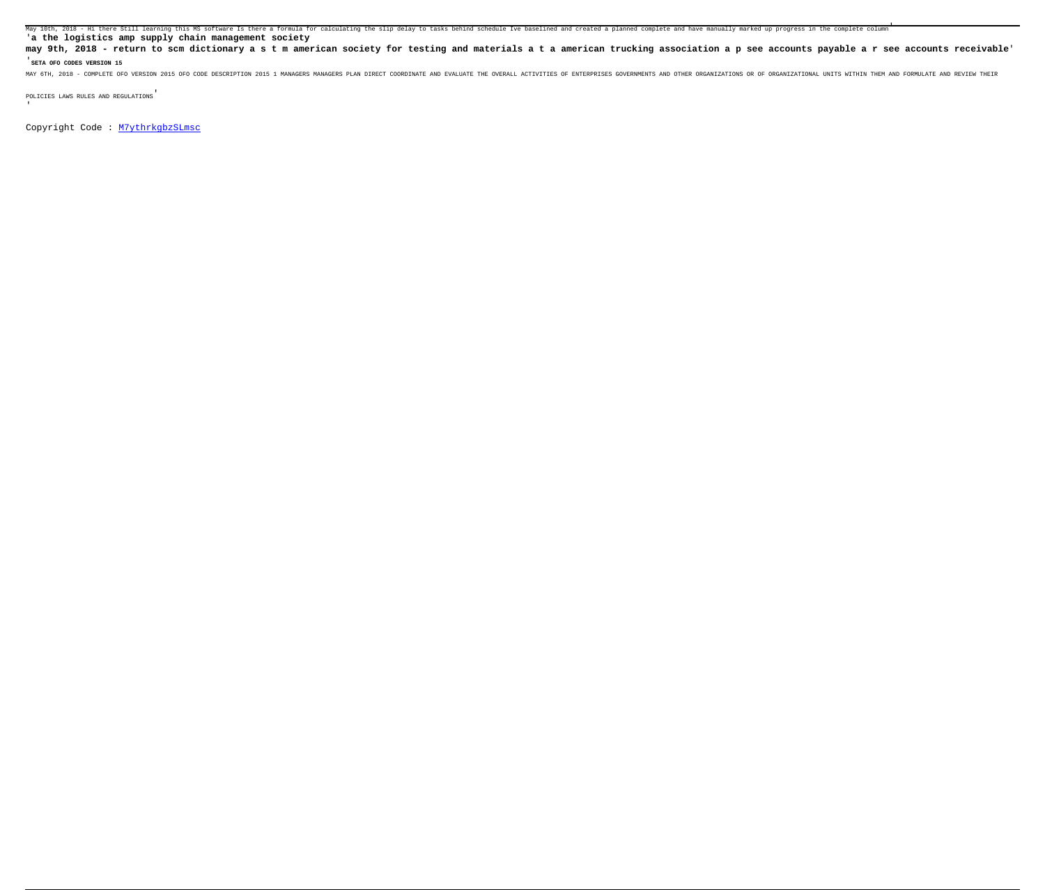May 10th, 2018 - Hi there Still learning this MS software Is there a formula for calculating the slip delay to tasks behind schedule Ive baselined and created a planned complete and have manually marked up progress in the complete column'

'**a the logistics amp supply chain management society**

**may 9th, 2018 - return to scm dictionary a s t m american society for testing and materials a t a american trucking association a p see accounts payable a r see accounts receivable**'

'**SETA OFO CODES VERSION 15**

MAY 6TH, 2018 - COMPLETE OFO VERSION 2015 OFO CODE DESCRIPTION 2015 1 MANAGERS MANAGERS PLAN DIRECT COORDINATE AND EVALUATE THE OVERALL ACTIVITIES OF ENTERPRISES GOVERNMENTS AND OTHER ORGANIZATIONS OR OF ORGANIZATIONAL UNITS WITHIN THEM AND FORMULATE AND REVIEW THEIR POLICIES LAWS RULES AND REGULATIONS'

'

Copyright Code : M7ythrkgbzSLmsc